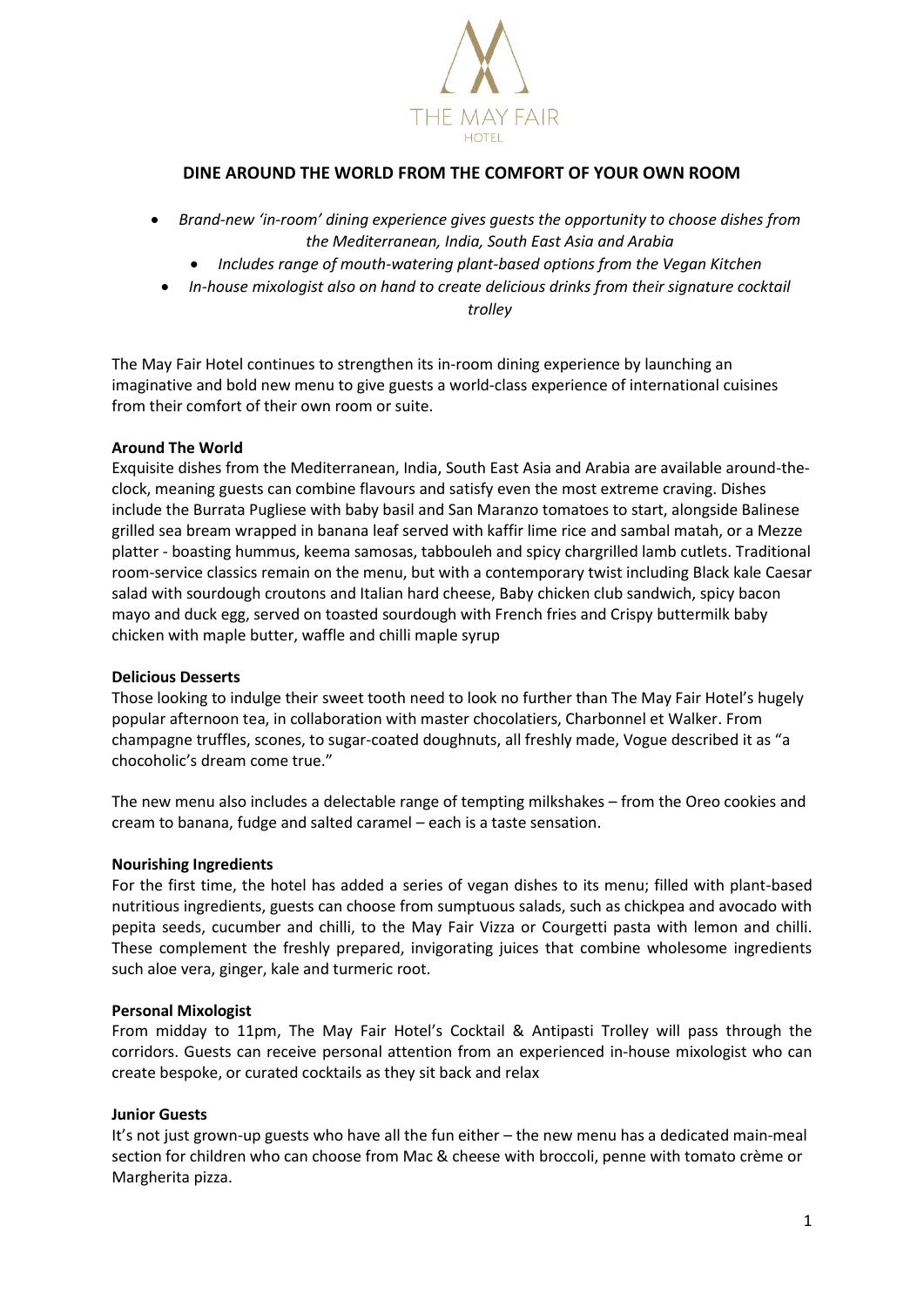THE MAY FAIR
HOTEL

# DINE AROUND THE WORLD FROM THE COMFORT OF YOUR OWN ROOM

- *Brand-new 'in-room' dining experience gives guests the opportunity to choose dishes from the Mediterranean, India, South East Asia and Arabia*
- *Includes range of mouth-watering plant-based options from the Vegan Kitchen*
- *In-house mixologist also on hand to create delicious drinks from their signature cocktail trolley*

The May Fair Hotel continues to strengthen its in-room dining experience by launching an imaginative and bold new menu to give guests a world-class experience of international cuisines from their comfort of their own room or suite.

**Around The World**

Exquisite dishes from the Mediterranean, India, South East Asia and Arabia are available around-the-clock, meaning guests can combine flavours and satisfy even the most extreme craving. Dishes include the Burrata Pugliese with baby basil and San Maranzo tomatoes to start, alongside Balinese grilled sea bream wrapped in banana leaf served with kaffir lime rice and sambal matah, or a Mezze platter - boasting hummus, keema samosas, tabbouleh and spicy chargrilled lamb cutlets. Traditional room-service classics remain on the menu, but with a contemporary twist including Black kale Caesar salad with sourdough croutons and Italian hard cheese, Baby chicken club sandwich, spicy bacon mayo and duck egg, served on toasted sourdough with French fries and Crispy buttermilk baby chicken with maple butter, waffle and chilli maple syrup

**Delicious Desserts**

Those looking to indulge their sweet tooth need to look no further than The May Fair Hotel's hugely popular afternoon tea, in collaboration with master chocolatiers, Charbonnel et Walker. From champagne truffles, scones, to sugar-coated doughnuts, all freshly made, Vogue described it as "a chocoholic's dream come true."

The new menu also includes a delectable range of tempting milkshakes – from the Oreo cookies and cream to banana, fudge and salted caramel – each is a taste sensation.

**Nourishing Ingredients**

For the first time, the hotel has added a series of vegan dishes to its menu; filled with plant-based nutritious ingredients, guests can choose from sumptuous salads, such as chickpea and avocado with pepita seeds, cucumber and chilli, to the May Fair Vizza or Courgetti pasta with lemon and chilli. These complement the freshly prepared, invigorating juices that combine wholesome ingredients such aloe vera, ginger, kale and turmeric root.

**Personal Mixologist**

From midday to 11pm, The May Fair Hotel's Cocktail & Antipasti Trolley will pass through the corridors. Guests can receive personal attention from an experienced in-house mixologist who can create bespoke, or curated cocktails as they sit back and relax

**Junior Guests**

It's not just grown-up guests who have all the fun either – the new menu has a dedicated main-meal section for children who can choose from Mac & cheese with broccoli, penne with tomato crème or Margherita pizza.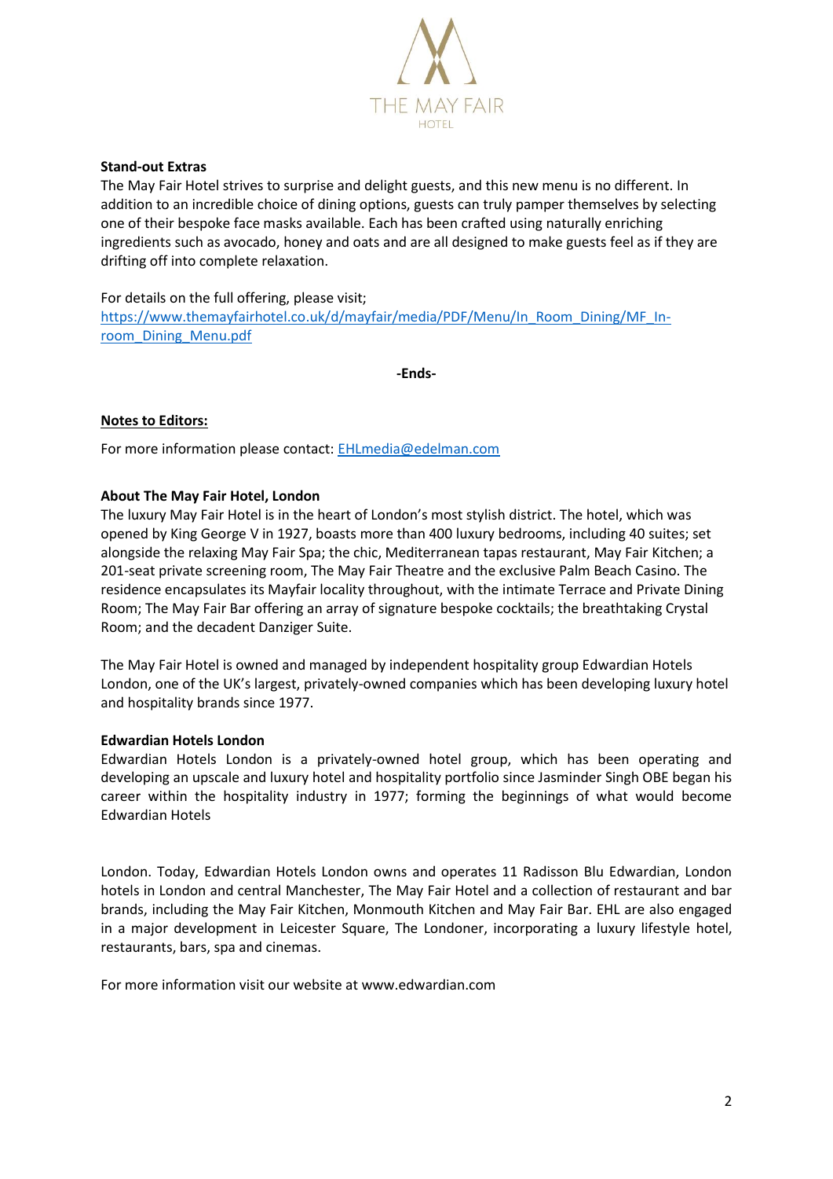**Stand-out Extras**

The May Fair Hotel strives to surprise and delight guests, and this new menu is no different. In addition to an incredible choice of dining options, guests can truly pamper themselves by selecting one of their bespoke face masks available. Each has been crafted using naturally enriching ingredients such as avocado, honey and oats and are all designed to make guests feel as if they are drifting off into complete relaxation.

For details on the full offering, please visit; https://www.themayfairhotel.co.uk/d/mayfair/media/PDF/Menu/In_Room_Dining/MF_In-room_Dining_Menu.pdf

**-Ends-**

**Notes to Editors:**

For more information please contact: EHLmedia@edelman.com

**About The May Fair Hotel, London**

The luxury May Fair Hotel is in the heart of London's most stylish district. The hotel, which was opened by King George V in 1927, boasts more than 400 luxury bedrooms, including 40 suites; set alongside the relaxing May Fair Spa; the chic, Mediterranean tapas restaurant, May Fair Kitchen; a 201-seat private screening room, The May Fair Theatre and the exclusive Palm Beach Casino. The residence encapsulates its Mayfair locality throughout, with the intimate Terrace and Private Dining Room; The May Fair Bar offering an array of signature bespoke cocktails; the breathtaking Crystal Room; and the decadent Danziger Suite.

The May Fair Hotel is owned and managed by independent hospitality group Edwardian Hotels London, one of the UK's largest, privately-owned companies which has been developing luxury hotel and hospitality brands since 1977.

**Edwardian Hotels London**

Edwardian Hotels London is a privately-owned hotel group, which has been operating and developing an upscale and luxury hotel and hospitality portfolio since Jasminder Singh OBE began his career within the hospitality industry in 1977; forming the beginnings of what would become Edwardian Hotels London. Today, Edwardian Hotels London owns and operates 11 Radisson Blu Edwardian, London hotels in London and central Manchester, The May Fair Hotel and a collection of restaurant and bar brands, including the May Fair Kitchen, Monmouth Kitchen and May Fair Bar. EHL are also engaged in a major development in Leicester Square, The Londoner, incorporating a luxury lifestyle hotel, restaurants, bars, spa and cinemas.

For more information visit our website at www.edwardian.com